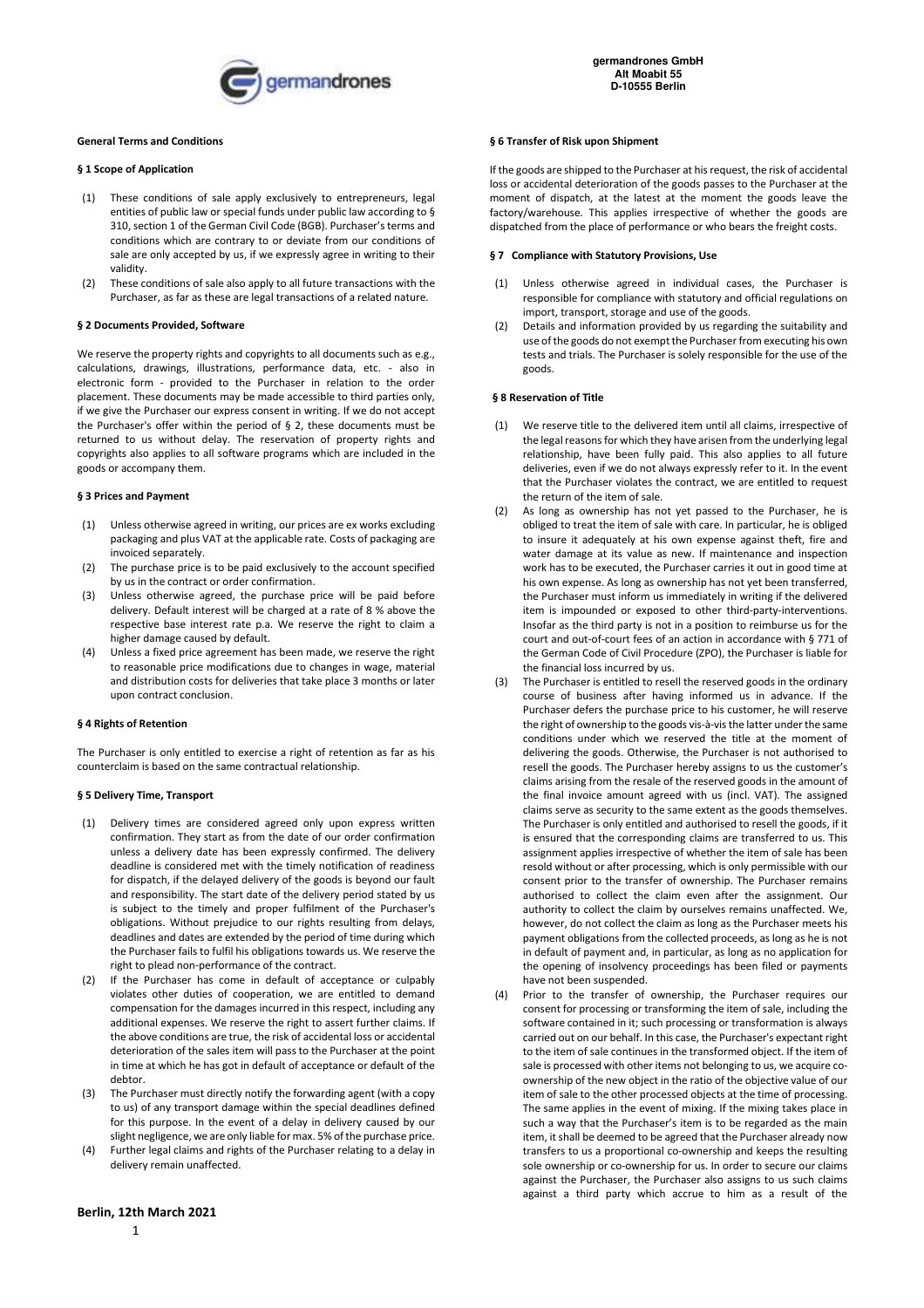germandrones GmbH
Alt Moabit 55
D-10555 Berlin

## General Terms and Conditions

### § 1 Scope of Application

(1) These conditions of sale apply exclusively to entrepreneurs, legal entities of public law or special funds under public law according to § 310, section 1 of the German Civil Code (BGB). Purchaser's terms and conditions which are contrary to or deviate from our conditions of sale are only accepted by us, if we expressly agree in writing to their validity.

(2) These conditions of sale also apply to all future transactions with the Purchaser, as far as these are legal transactions of a related nature.

### § 2 Documents Provided, Software

We reserve the property rights and copyrights to all documents such as e.g., calculations, drawings, illustrations, performance data, etc. - also in electronic form - provided to the Purchaser in relation to the order placement. These documents may be made accessible to third parties only, if we give the Purchaser our express consent in writing. If we do not accept the Purchaser's offer within the period of § 2, these documents must be returned to us without delay. The reservation of property rights and copyrights also applies to all software programs which are included in the goods or accompany them.

### § 3 Prices and Payment

(1) Unless otherwise agreed in writing, our prices are ex works excluding packaging and plus VAT at the applicable rate. Costs of packaging are invoiced separately.

(2) The purchase price is to be paid exclusively to the account specified by us in the contract or order confirmation.

(3) Unless otherwise agreed, the purchase price will be paid before delivery. Default interest will be charged at a rate of 8 % above the respective base interest rate p.a. We reserve the right to claim a higher damage caused by default.

(4) Unless a fixed price agreement has been made, we reserve the right to reasonable price modifications due to changes in wage, material and distribution costs for deliveries that take place 3 months or later upon contract conclusion.

### § 4 Rights of Retention

The Purchaser is only entitled to exercise a right of retention as far as his counterclaim is based on the same contractual relationship.

### § 5 Delivery Time, Transport

(1) Delivery times are considered agreed only upon express written confirmation. They start as from the date of our order confirmation unless a delivery date has been expressly confirmed. The delivery deadline is considered met with the timely notification of readiness for dispatch, if the delayed delivery of the goods is beyond our fault and responsibility. The start date of the delivery period stated by us is subject to the timely and proper fulfilment of the Purchaser's obligations. Without prejudice to our rights resulting from delays, deadlines and dates are extended by the period of time during which the Purchaser fails to fulfil his obligations towards us. We reserve the right to plead non-performance of the contract.

(2) If the Purchaser has come in default of acceptance or culpably violates other duties of cooperation, we are entitled to demand compensation for the damages incurred in this respect, including any additional expenses. We reserve the right to assert further claims. If the above conditions are true, the risk of accidental loss or accidental deterioration of the sales item will pass to the Purchaser at the point in time at which he has got in default of acceptance or default of the debtor.

(3) The Purchaser must directly notify the forwarding agent (with a copy to us) of any transport damage within the special deadlines defined for this purpose. In the event of a delay in delivery caused by our slight negligence, we are only liable for max. 5% of the purchase price.

(4) Further legal claims and rights of the Purchaser relating to a delay in delivery remain unaffected.

### § 6 Transfer of Risk upon Shipment

If the goods are shipped to the Purchaser at his request, the risk of accidental loss or accidental deterioration of the goods passes to the Purchaser at the moment of dispatch, at the latest at the moment the goods leave the factory/warehouse. This applies irrespective of whether the goods are dispatched from the place of performance or who bears the freight costs.

### § 7 Compliance with Statutory Provisions, Use

(1) Unless otherwise agreed in individual cases, the Purchaser is responsible for compliance with statutory and official regulations on import, transport, storage and use of the goods.

(2) Details and information provided by us regarding the suitability and use of the goods do not exempt the Purchaser from executing his own tests and trials. The Purchaser is solely responsible for the use of the goods.

### § 8 Reservation of Title

(1) We reserve title to the delivered item until all claims, irrespective of the legal reasons for which they have arisen from the underlying legal relationship, have been fully paid. This also applies to all future deliveries, even if we do not always expressly refer to it. In the event that the Purchaser violates the contract, we are entitled to request the return of the item of sale.

(2) As long as ownership has not yet passed to the Purchaser, he is obliged to treat the item of sale with care. In particular, he is obliged to insure it adequately at his own expense against theft, fire and water damage at its value as new. If maintenance and inspection work has to be executed, the Purchaser carries it out in good time at his own expense. As long as ownership has not yet been transferred, the Purchaser must inform us immediately in writing if the delivered item is impounded or exposed to other third-party-interventions. Insofar as the third party is not in a position to reimburse us for the court and out-of-court fees of an action in accordance with § 771 of the German Code of Civil Procedure (ZPO), the Purchaser is liable for the financial loss incurred by us.

(3) The Purchaser is entitled to resell the reserved goods in the ordinary course of business after having informed us in advance. If the Purchaser defers the purchase price to his customer, he will reserve the right of ownership to the goods vis-à-vis the latter under the same conditions under which we reserved the title at the moment of delivering the goods. Otherwise, the Purchaser is not authorised to resell the goods. The Purchaser hereby assigns to us the customer's claims arising from the resale of the reserved goods in the amount of the final invoice amount agreed with us (incl. VAT). The assigned claims serve as security to the same extent as the goods themselves. The Purchaser is only entitled and authorised to resell the goods, if it is ensured that the corresponding claims are transferred to us. This assignment applies irrespective of whether the item of sale has been resold without or after processing, which is only permissible with our consent prior to the transfer of ownership. The Purchaser remains authorised to collect the claim even after the assignment. Our authority to collect the claim by ourselves remains unaffected. We, however, do not collect the claim as long as the Purchaser meets his payment obligations from the collected proceeds, as long as he is not in default of payment and, in particular, as long as no application for the opening of insolvency proceedings has been filed or payments have not been suspended.

(4) Prior to the transfer of ownership, the Purchaser requires our consent for processing or transforming the item of sale, including the software contained in it; such processing or transformation is always carried out on our behalf. In this case, the Purchaser's expectant right to the item of sale continues in the transformed object. If the item of sale is processed with other items not belonging to us, we acquire co-ownership of the new object in the ratio of the objective value of our item of sale to the other processed objects at the time of processing. The same applies in the event of mixing. If the mixing takes place in such a way that the Purchaser's item is to be regarded as the main item, it shall be deemed to be agreed that the Purchaser already now transfers to us a proportional co-ownership and keeps the resulting sole ownership or co-ownership for us. In order to secure our claims against the Purchaser, the Purchaser also assigns to us such claims against a third party which accrue to him as a result of the

Berlin, 12th March 2021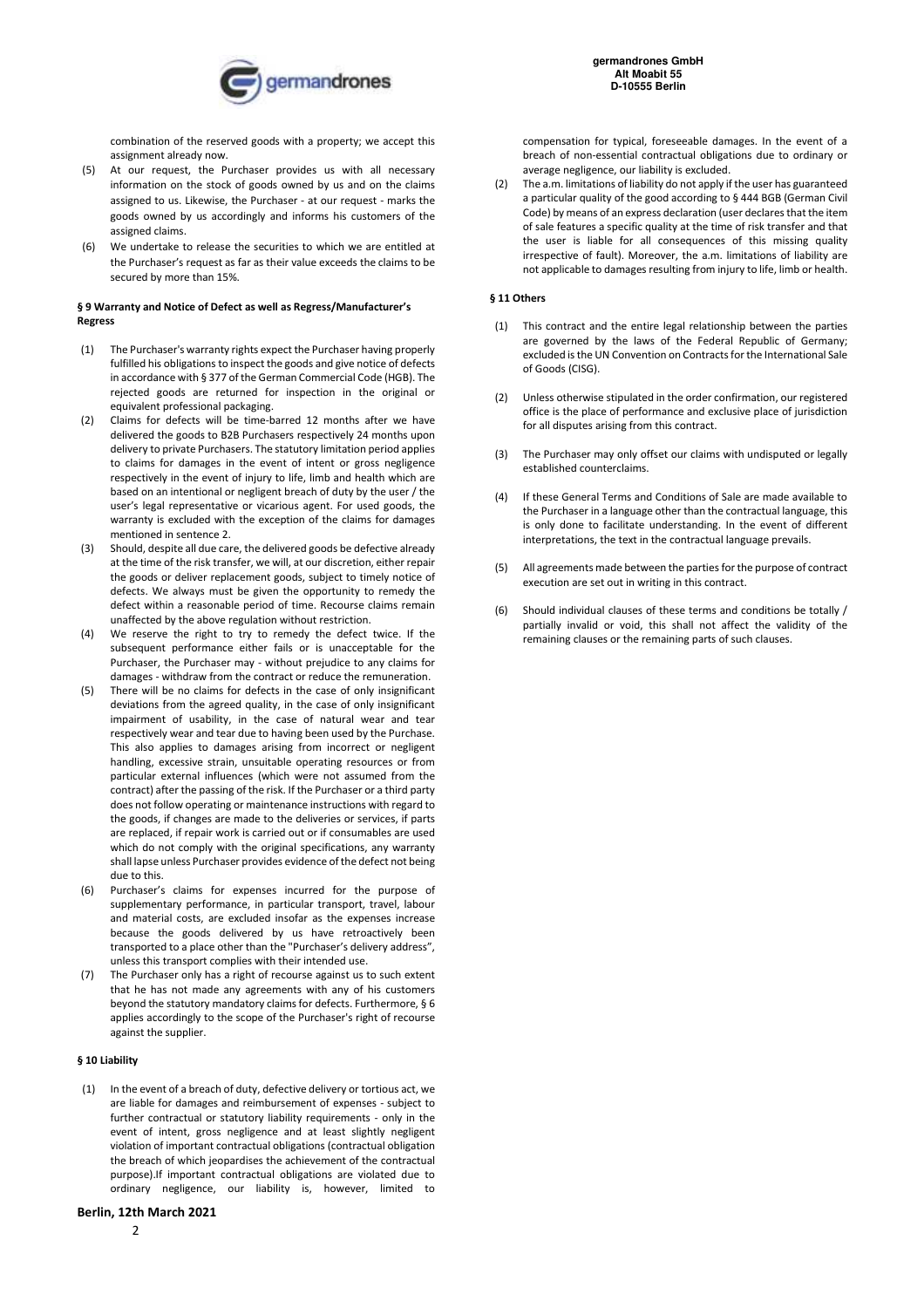combination of the reserved goods with a property; we accept this assignment already now.

(5) At our request, the Purchaser provides us with all necessary information on the stock of goods owned by us and on the claims assigned to us. Likewise, the Purchaser - at our request - marks the goods owned by us accordingly and informs his customers of the assigned claims.

(6) We undertake to release the securities to which we are entitled at the Purchaser's request as far as their value exceeds the claims to be secured by more than 15%.

**§ 9 Warranty and Notice of Defect as well as Regress/Manufacturer's Regress**

(1) The Purchaser's warranty rights expect the Purchaser having properly fulfilled his obligations to inspect the goods and give notice of defects in accordance with § 377 of the German Commercial Code (HGB). The rejected goods are returned for inspection in the original or equivalent professional packaging.

(2) Claims for defects will be time-barred 12 months after we have delivered the goods to B2B Purchasers respectively 24 months upon delivery to private Purchasers. The statutory limitation period applies to claims for damages in the event of intent or gross negligence respectively in the event of injury to life, limb and health which are based on an intentional or negligent breach of duty by the user / the user's legal representative or vicarious agent. For used goods, the warranty is excluded with the exception of the claims for damages mentioned in sentence 2.

(3) Should, despite all due care, the delivered goods be defective already at the time of the risk transfer, we will, at our discretion, either repair the goods or deliver replacement goods, subject to timely notice of defects. We always must be given the opportunity to remedy the defect within a reasonable period of time. Recourse claims remain unaffected by the above regulation without restriction.

(4) We reserve the right to try to remedy the defect twice. If the subsequent performance either fails or is unacceptable for the Purchaser, the Purchaser may - without prejudice to any claims for damages - withdraw from the contract or reduce the remuneration.

(5) There will be no claims for defects in the case of only insignificant deviations from the agreed quality, in the case of only insignificant impairment of usability, in the case of natural wear and tear respectively wear and tear due to having been used by the Purchase. This also applies to damages arising from incorrect or negligent handling, excessive strain, unsuitable operating resources or from particular external influences (which were not assumed from the contract) after the passing of the risk. If the Purchaser or a third party does not follow operating or maintenance instructions with regard to the goods, if changes are made to the deliveries or services, if parts are replaced, if repair work is carried out or if consumables are used which do not comply with the original specifications, any warranty shall lapse unless Purchaser provides evidence of the defect not being due to this.

(6) Purchaser's claims for expenses incurred for the purpose of supplementary performance, in particular transport, travel, labour and material costs, are excluded insofar as the expenses increase because the goods delivered by us have retroactively been transported to a place other than the "Purchaser's delivery address", unless this transport complies with their intended use.

(7) The Purchaser only has a right of recourse against us to such extent that he has not made any agreements with any of his customers beyond the statutory mandatory claims for defects. Furthermore, § 6 applies accordingly to the scope of the Purchaser's right of recourse against the supplier.

**§ 10 Liability**

(1) In the event of a breach of duty, defective delivery or tortious act, we are liable for damages and reimbursement of expenses - subject to further contractual or statutory liability requirements - only in the event of intent, gross negligence and at least slightly negligent violation of important contractual obligations (contractual obligation the breach of which jeopardises the achievement of the contractual purpose).If important contractual obligations are violated due to ordinary negligence, our liability is, however, limited to compensation for typical, foreseeable damages. In the event of a breach of non-essential contractual obligations due to ordinary or average negligence, our liability is excluded.

(2) The a.m. limitations of liability do not apply if the user has guaranteed a particular quality of the good according to § 444 BGB (German Civil Code) by means of an express declaration (user declares that the item of sale features a specific quality at the time of risk transfer and that the user is liable for all consequences of this missing quality irrespective of fault). Moreover, the a.m. limitations of liability are not applicable to damages resulting from injury to life, limb or health.

**§ 11 Others**

(1) This contract and the entire legal relationship between the parties are governed by the laws of the Federal Republic of Germany; excluded is the UN Convention on Contracts for the International Sale of Goods (CISG).

(2) Unless otherwise stipulated in the order confirmation, our registered office is the place of performance and exclusive place of jurisdiction for all disputes arising from this contract.

(3) The Purchaser may only offset our claims with undisputed or legally established counterclaims.

(4) If these General Terms and Conditions of Sale are made available to the Purchaser in a language other than the contractual language, this is only done to facilitate understanding. In the event of different interpretations, the text in the contractual language prevails.

(5) All agreements made between the parties for the purpose of contract execution are set out in writing in this contract.

(6) Should individual clauses of these terms and conditions be totally / partially invalid or void, this shall not affect the validity of the remaining clauses or the remaining parts of such clauses.

**Berlin, 12th March 2021**